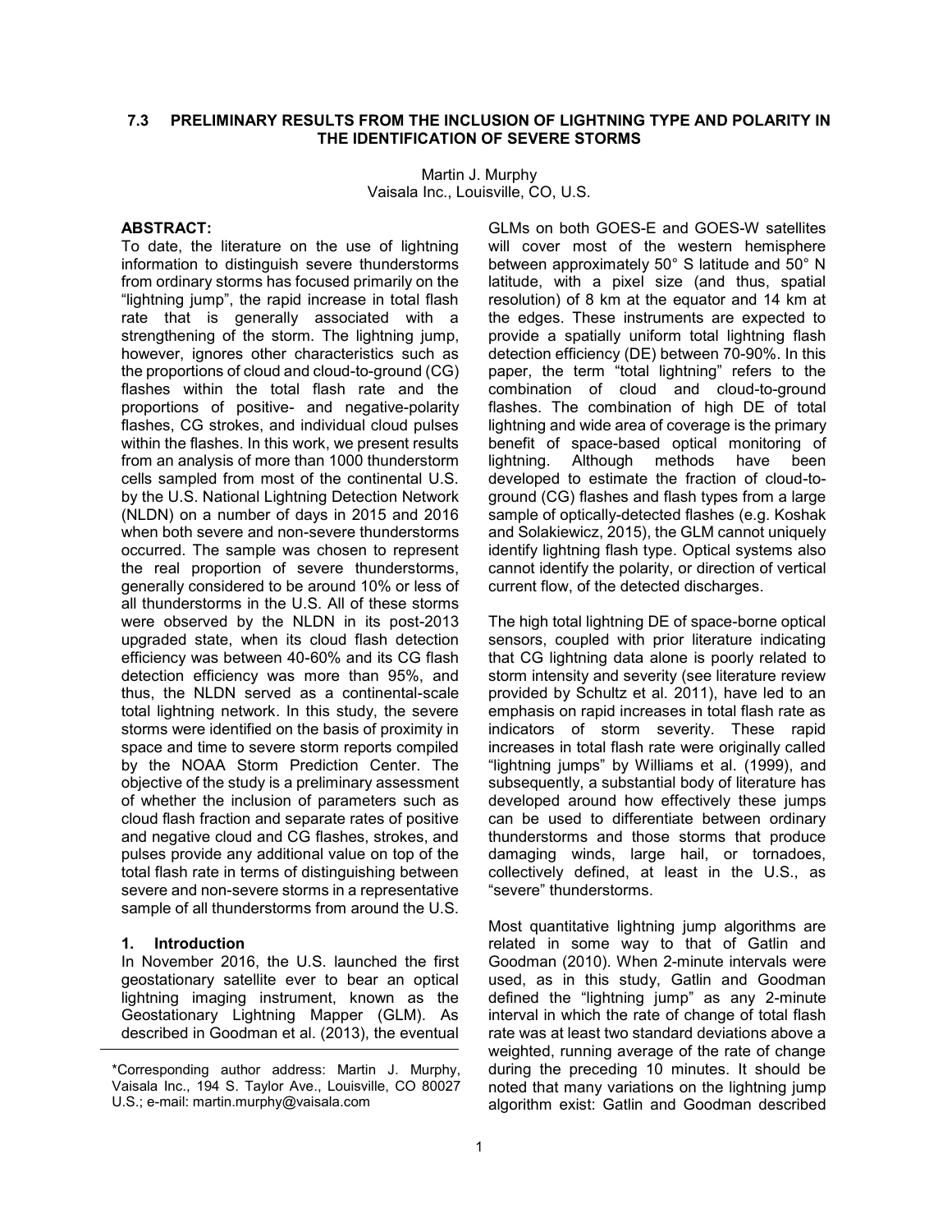# 7.3 PRELIMINARY RESULTS FROM THE INCLUSION OF LIGHTNING TYPE AND POLARITY IN THE IDENTIFICATION OF SEVERE STORMS

Martin J. Murphy
Vaisala Inc., Louisville, CO, U.S.

## ABSTRACT:

To date, the literature on the use of lightning information to distinguish severe thunderstorms from ordinary storms has focused primarily on the "lightning jump", the rapid increase in total flash rate that is generally associated with a strengthening of the storm. The lightning jump, however, ignores other characteristics such as the proportions of cloud and cloud-to-ground (CG) flashes within the total flash rate and the proportions of positive- and negative-polarity flashes, CG strokes, and individual cloud pulses within the flashes. In this work, we present results from an analysis of more than 1000 thunderstorm cells sampled from most of the continental U.S. by the U.S. National Lightning Detection Network (NLDN) on a number of days in 2015 and 2016 when both severe and non-severe thunderstorms occurred. The sample was chosen to represent the real proportion of severe thunderstorms, generally considered to be around 10% or less of all thunderstorms in the U.S. All of these storms were observed by the NLDN in its post-2013 upgraded state, when its cloud flash detection efficiency was between 40-60% and its CG flash detection efficiency was more than 95%, and thus, the NLDN served as a continental-scale total lightning network. In this study, the severe storms were identified on the basis of proximity in space and time to severe storm reports compiled by the NOAA Storm Prediction Center. The objective of the study is a preliminary assessment of whether the inclusion of parameters such as cloud flash fraction and separate rates of positive and negative cloud and CG flashes, strokes, and pulses provide any additional value on top of the total flash rate in terms of distinguishing between severe and non-severe storms in a representative sample of all thunderstorms from around the U.S.

## 1. Introduction

In November 2016, the U.S. launched the first geostationary satellite ever to bear an optical lightning imaging instrument, known as the Geostationary Lightning Mapper (GLM). As described in Goodman et al. (2013), the eventual GLMs on both GOES-E and GOES-W satellites will cover most of the western hemisphere between approximately 50° S latitude and 50° N latitude, with a pixel size (and thus, spatial resolution) of 8 km at the equator and 14 km at the edges. These instruments are expected to provide a spatially uniform total lightning flash detection efficiency (DE) between 70-90%. In this paper, the term "total lightning" refers to the combination of cloud and cloud-to-ground flashes. The combination of high DE of total lightning and wide area of coverage is the primary benefit of space-based optical monitoring of lightning. Although methods have been developed to estimate the fraction of cloud-to-ground (CG) flashes and flash types from a large sample of optically-detected flashes (e.g. Koshak and Solakiewicz, 2015), the GLM cannot uniquely identify lightning flash type. Optical systems also cannot identify the polarity, or direction of vertical current flow, of the detected discharges.

The high total lightning DE of space-borne optical sensors, coupled with prior literature indicating that CG lightning data alone is poorly related to storm intensity and severity (see literature review provided by Schultz et al. 2011), have led to an emphasis on rapid increases in total flash rate as indicators of storm severity. These rapid increases in total flash rate were originally called "lightning jumps" by Williams et al. (1999), and subsequently, a substantial body of literature has developed around how effectively these jumps can be used to differentiate between ordinary thunderstorms and those storms that produce damaging winds, large hail, or tornadoes, collectively defined, at least in the U.S., as "severe" thunderstorms.

Most quantitative lightning jump algorithms are related in some way to that of Gatlin and Goodman (2010). When 2-minute intervals were used, as in this study, Gatlin and Goodman defined the "lightning jump" as any 2-minute interval in which the rate of change of total flash rate was at least two standard deviations above a weighted, running average of the rate of change during the preceding 10 minutes. It should be noted that many variations on the lightning jump algorithm exist: Gatlin and Goodman described

\*Corresponding author address: Martin J. Murphy, Vaisala Inc., 194 S. Taylor Ave., Louisville, CO 80027 U.S.; e-mail: martin.murphy@vaisala.com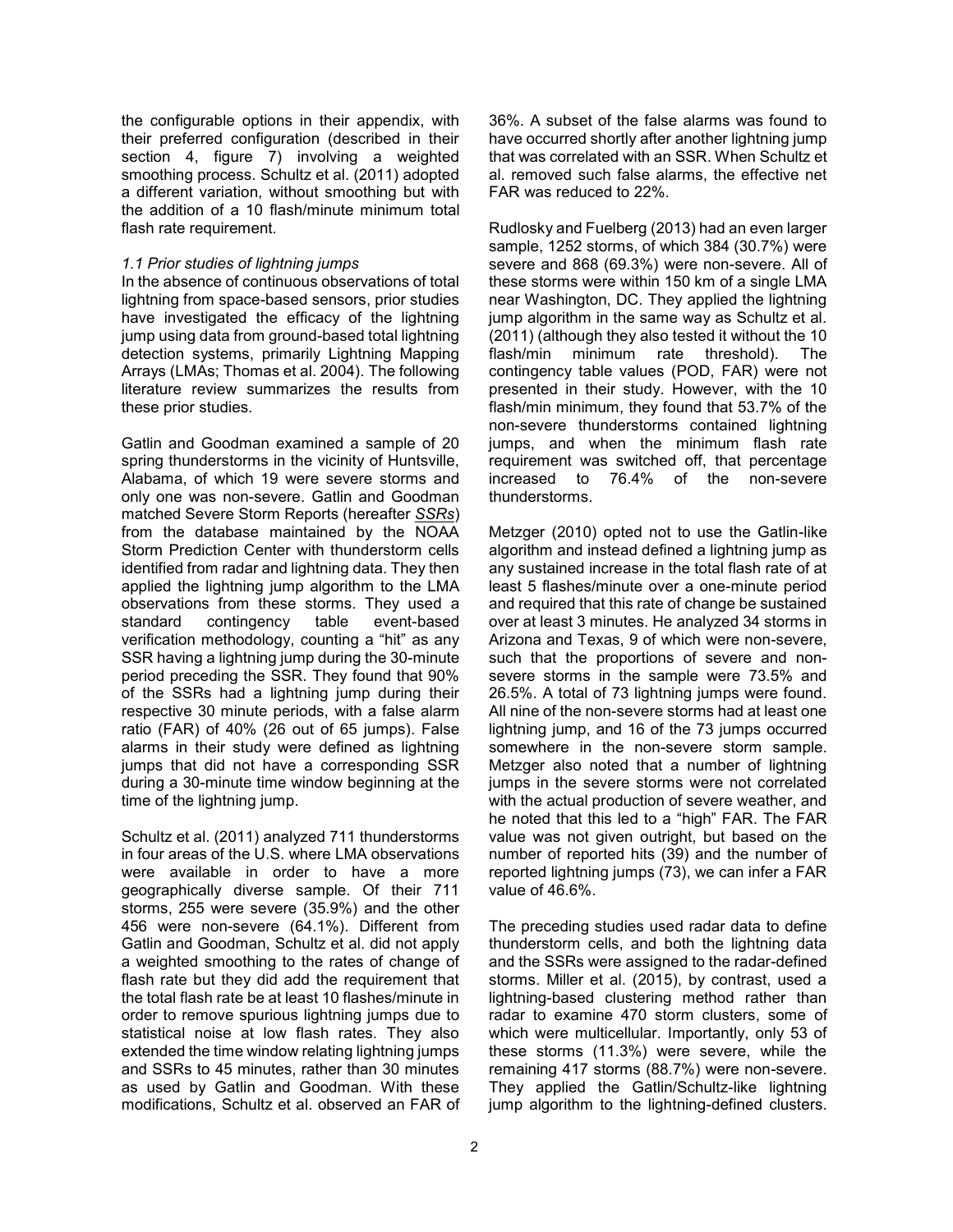the configurable options in their appendix, with their preferred configuration (described in their section 4, figure 7) involving a weighted smoothing process. Schultz et al. (2011) adopted a different variation, without smoothing but with the addition of a 10 flash/minute minimum total flash rate requirement.

*1.1 Prior studies of lightning jumps*

In the absence of continuous observations of total lightning from space-based sensors, prior studies have investigated the efficacy of the lightning jump using data from ground-based total lightning detection systems, primarily Lightning Mapping Arrays (LMAs; Thomas et al. 2004). The following literature review summarizes the results from these prior studies.

Gatlin and Goodman examined a sample of 20 spring thunderstorms in the vicinity of Huntsville, Alabama, of which 19 were severe storms and only one was non-severe. Gatlin and Goodman matched Severe Storm Reports (hereafter *SSRs*) from the database maintained by the NOAA Storm Prediction Center with thunderstorm cells identified from radar and lightning data. They then applied the lightning jump algorithm to the LMA observations from these storms. They used a standard contingency table event-based verification methodology, counting a "hit" as any SSR having a lightning jump during the 30-minute period preceding the SSR. They found that 90% of the SSRs had a lightning jump during their respective 30 minute periods, with a false alarm ratio (FAR) of 40% (26 out of 65 jumps). False alarms in their study were defined as lightning jumps that did not have a corresponding SSR during a 30-minute time window beginning at the time of the lightning jump.

Schultz et al. (2011) analyzed 711 thunderstorms in four areas of the U.S. where LMA observations were available in order to have a more geographically diverse sample. Of their 711 storms, 255 were severe (35.9%) and the other 456 were non-severe (64.1%). Different from Gatlin and Goodman, Schultz et al. did not apply a weighted smoothing to the rates of change of flash rate but they did add the requirement that the total flash rate be at least 10 flashes/minute in order to remove spurious lightning jumps due to statistical noise at low flash rates. They also extended the time window relating lightning jumps and SSRs to 45 minutes, rather than 30 minutes as used by Gatlin and Goodman. With these modifications, Schultz et al. observed an FAR of 36%. A subset of the false alarms was found to have occurred shortly after another lightning jump that was correlated with an SSR. When Schultz et al. removed such false alarms, the effective net FAR was reduced to 22%.

Rudlosky and Fuelberg (2013) had an even larger sample, 1252 storms, of which 384 (30.7%) were severe and 868 (69.3%) were non-severe. All of these storms were within 150 km of a single LMA near Washington, DC. They applied the lightning jump algorithm in the same way as Schultz et al. (2011) (although they also tested it without the 10 flash/min minimum rate threshold). The contingency table values (POD, FAR) were not presented in their study. However, with the 10 flash/min minimum, they found that 53.7% of the non-severe thunderstorms contained lightning jumps, and when the minimum flash rate requirement was switched off, that percentage increased to 76.4% of the non-severe thunderstorms.

Metzger (2010) opted not to use the Gatlin-like algorithm and instead defined a lightning jump as any sustained increase in the total flash rate of at least 5 flashes/minute over a one-minute period and required that this rate of change be sustained over at least 3 minutes. He analyzed 34 storms in Arizona and Texas, 9 of which were non-severe, such that the proportions of severe and non-severe storms in the sample were 73.5% and 26.5%. A total of 73 lightning jumps were found. All nine of the non-severe storms had at least one lightning jump, and 16 of the 73 jumps occurred somewhere in the non-severe storm sample. Metzger also noted that a number of lightning jumps in the severe storms were not correlated with the actual production of severe weather, and he noted that this led to a "high" FAR. The FAR value was not given outright, but based on the number of reported hits (39) and the number of reported lightning jumps (73), we can infer a FAR value of 46.6%.

The preceding studies used radar data to define thunderstorm cells, and both the lightning data and the SSRs were assigned to the radar-defined storms. Miller et al. (2015), by contrast, used a lightning-based clustering method rather than radar to examine 470 storm clusters, some of which were multicellular. Importantly, only 53 of these storms (11.3%) were severe, while the remaining 417 storms (88.7%) were non-severe. They applied the Gatlin/Schultz-like lightning jump algorithm to the lightning-defined clusters.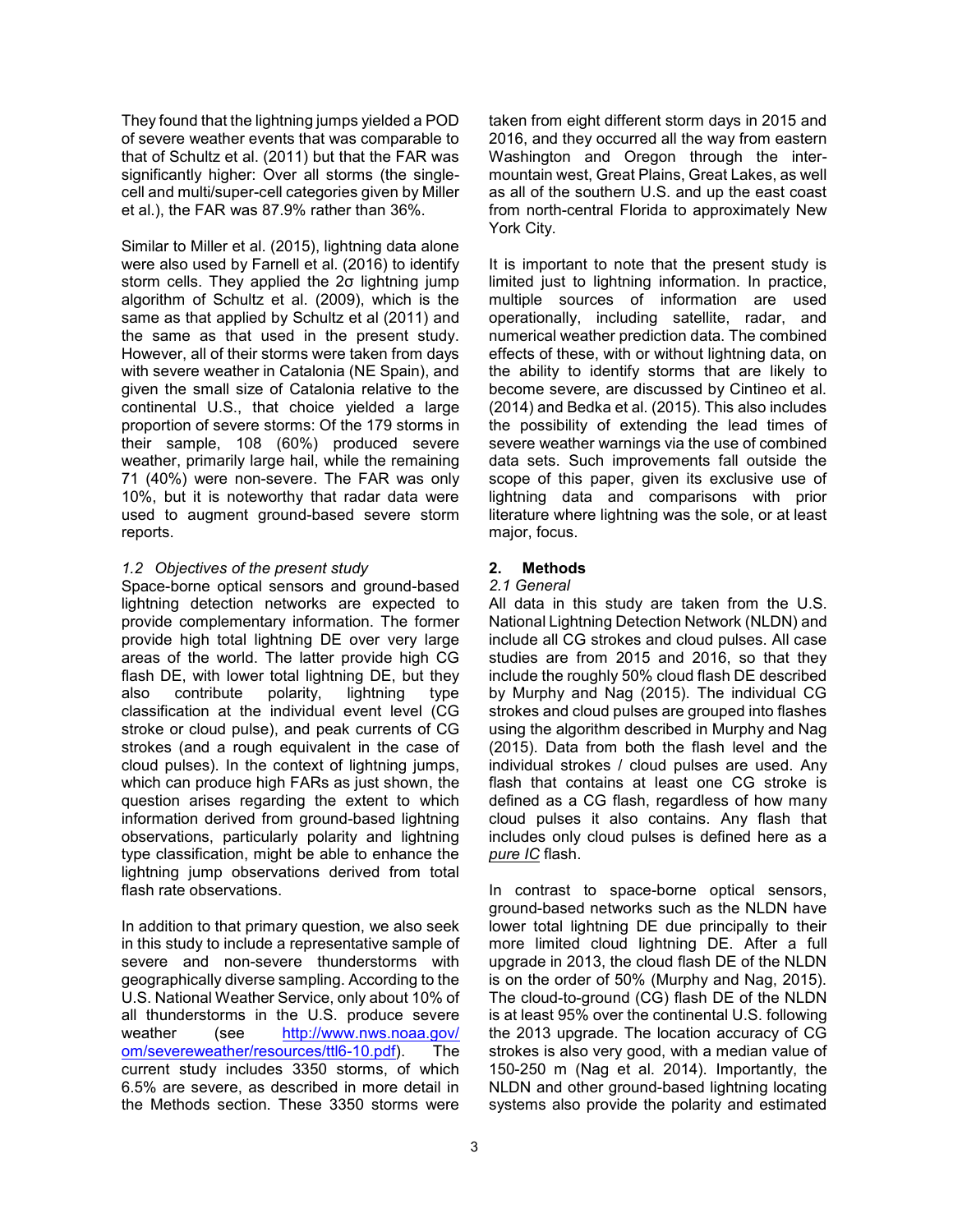They found that the lightning jumps yielded a POD of severe weather events that was comparable to that of Schultz et al. (2011) but that the FAR was significantly higher: Over all storms (the single-cell and multi/super-cell categories given by Miller et al.), the FAR was 87.9% rather than 36%.

Similar to Miller et al. (2015), lightning data alone were also used by Farnell et al. (2016) to identify storm cells. They applied the 2σ lightning jump algorithm of Schultz et al. (2009), which is the same as that applied by Schultz et al (2011) and the same as that used in the present study. However, all of their storms were taken from days with severe weather in Catalonia (NE Spain), and given the small size of Catalonia relative to the continental U.S., that choice yielded a large proportion of severe storms: Of the 179 storms in their sample, 108 (60%) produced severe weather, primarily large hail, while the remaining 71 (40%) were non-severe. The FAR was only 10%, but it is noteworthy that radar data were used to augment ground-based severe storm reports.

### *1.2 Objectives of the present study*

Space-borne optical sensors and ground-based lightning detection networks are expected to provide complementary information. The former provide high total lightning DE over very large areas of the world. The latter provide high CG flash DE, with lower total lightning DE, but they also contribute polarity, lightning type classification at the individual event level (CG stroke or cloud pulse), and peak currents of CG strokes (and a rough equivalent in the case of cloud pulses). In the context of lightning jumps, which can produce high FARs as just shown, the question arises regarding the extent to which information derived from ground-based lightning observations, particularly polarity and lightning type classification, might be able to enhance the lightning jump observations derived from total flash rate observations.

In addition to that primary question, we also seek in this study to include a representative sample of severe and non-severe thunderstorms with geographically diverse sampling. According to the U.S. National Weather Service, only about 10% of all thunderstorms in the U.S. produce severe weather (see http://www.nws.noaa.gov/om/severeweather/resources/ttl6-10.pdf). The current study includes 3350 storms, of which 6.5% are severe, as described in more detail in the Methods section. These 3350 storms were taken from eight different storm days in 2015 and 2016, and they occurred all the way from eastern Washington and Oregon through the inter-mountain west, Great Plains, Great Lakes, as well as all of the southern U.S. and up the east coast from north-central Florida to approximately New York City.

It is important to note that the present study is limited just to lightning information. In practice, multiple sources of information are used operationally, including satellite, radar, and numerical weather prediction data. The combined effects of these, with or without lightning data, on the ability to identify storms that are likely to become severe, are discussed by Cintineo et al. (2014) and Bedka et al. (2015). This also includes the possibility of extending the lead times of severe weather warnings via the use of combined data sets. Such improvements fall outside the scope of this paper, given its exclusive use of lightning data and comparisons with prior literature where lightning was the sole, or at least major, focus.

## 2. Methods

### *2.1 General*

All data in this study are taken from the U.S. National Lightning Detection Network (NLDN) and include all CG strokes and cloud pulses. All case studies are from 2015 and 2016, so that they include the roughly 50% cloud flash DE described by Murphy and Nag (2015). The individual CG strokes and cloud pulses are grouped into flashes using the algorithm described in Murphy and Nag (2015). Data from both the flash level and the individual strokes / cloud pulses are used. Any flash that contains at least one CG stroke is defined as a CG flash, regardless of how many cloud pulses it also contains. Any flash that includes only cloud pulses is defined here as a *pure IC* flash.

In contrast to space-borne optical sensors, ground-based networks such as the NLDN have lower total lightning DE due principally to their more limited cloud lightning DE. After a full upgrade in 2013, the cloud flash DE of the NLDN is on the order of 50% (Murphy and Nag, 2015). The cloud-to-ground (CG) flash DE of the NLDN is at least 95% over the continental U.S. following the 2013 upgrade. The location accuracy of CG strokes is also very good, with a median value of 150-250 m (Nag et al. 2014). Importantly, the NLDN and other ground-based lightning locating systems also provide the polarity and estimated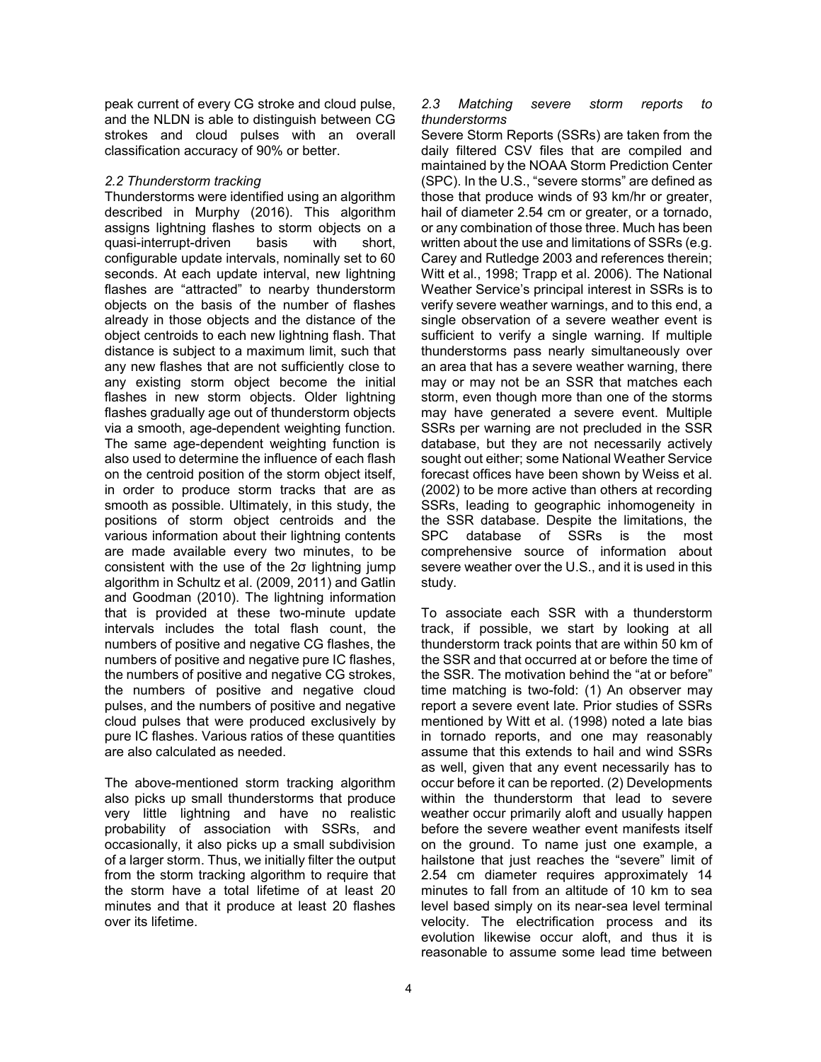peak current of every CG stroke and cloud pulse, and the NLDN is able to distinguish between CG strokes and cloud pulses with an overall classification accuracy of 90% or better.

### *2.2 Thunderstorm tracking*

Thunderstorms were identified using an algorithm described in Murphy (2016). This algorithm assigns lightning flashes to storm objects on a quasi-interrupt-driven basis with short, configurable update intervals, nominally set to 60 seconds. At each update interval, new lightning flashes are "attracted" to nearby thunderstorm objects on the basis of the number of flashes already in those objects and the distance of the object centroids to each new lightning flash. That distance is subject to a maximum limit, such that any new flashes that are not sufficiently close to any existing storm object become the initial flashes in new storm objects. Older lightning flashes gradually age out of thunderstorm objects via a smooth, age-dependent weighting function. The same age-dependent weighting function is also used to determine the influence of each flash on the centroid position of the storm object itself, in order to produce storm tracks that are as smooth as possible. Ultimately, in this study, the positions of storm object centroids and the various information about their lightning contents are made available every two minutes, to be consistent with the use of the 2σ lightning jump algorithm in Schultz et al. (2009, 2011) and Gatlin and Goodman (2010). The lightning information that is provided at these two-minute update intervals includes the total flash count, the numbers of positive and negative CG flashes, the numbers of positive and negative pure IC flashes, the numbers of positive and negative CG strokes, the numbers of positive and negative cloud pulses, and the numbers of positive and negative cloud pulses that were produced exclusively by pure IC flashes. Various ratios of these quantities are also calculated as needed.

The above-mentioned storm tracking algorithm also picks up small thunderstorms that produce very little lightning and have no realistic probability of association with SSRs, and occasionally, it also picks up a small subdivision of a larger storm. Thus, we initially filter the output from the storm tracking algorithm to require that the storm have a total lifetime of at least 20 minutes and that it produce at least 20 flashes over its lifetime.

### *2.3 Matching severe storm reports to thunderstorms*

Severe Storm Reports (SSRs) are taken from the daily filtered CSV files that are compiled and maintained by the NOAA Storm Prediction Center (SPC). In the U.S., "severe storms" are defined as those that produce winds of 93 km/hr or greater, hail of diameter 2.54 cm or greater, or a tornado, or any combination of those three. Much has been written about the use and limitations of SSRs (e.g. Carey and Rutledge 2003 and references therein; Witt et al., 1998; Trapp et al. 2006). The National Weather Service's principal interest in SSRs is to verify severe weather warnings, and to this end, a single observation of a severe weather event is sufficient to verify a single warning. If multiple thunderstorms pass nearly simultaneously over an area that has a severe weather warning, there may or may not be an SSR that matches each storm, even though more than one of the storms may have generated a severe event. Multiple SSRs per warning are not precluded in the SSR database, but they are not necessarily actively sought out either; some National Weather Service forecast offices have been shown by Weiss et al. (2002) to be more active than others at recording SSRs, leading to geographic inhomogeneity in the SSR database. Despite the limitations, the SPC database of SSRs is the most comprehensive source of information about severe weather over the U.S., and it is used in this study.

To associate each SSR with a thunderstorm track, if possible, we start by looking at all thunderstorm track points that are within 50 km of the SSR and that occurred at or before the time of the SSR. The motivation behind the "at or before" time matching is two-fold: (1) An observer may report a severe event late. Prior studies of SSRs mentioned by Witt et al. (1998) noted a late bias in tornado reports, and one may reasonably assume that this extends to hail and wind SSRs as well, given that any event necessarily has to occur before it can be reported. (2) Developments within the thunderstorm that lead to severe weather occur primarily aloft and usually happen before the severe weather event manifests itself on the ground. To name just one example, a hailstone that just reaches the "severe" limit of 2.54 cm diameter requires approximately 14 minutes to fall from an altitude of 10 km to sea level based simply on its near-sea level terminal velocity. The electrification process and its evolution likewise occur aloft, and thus it is reasonable to assume some lead time between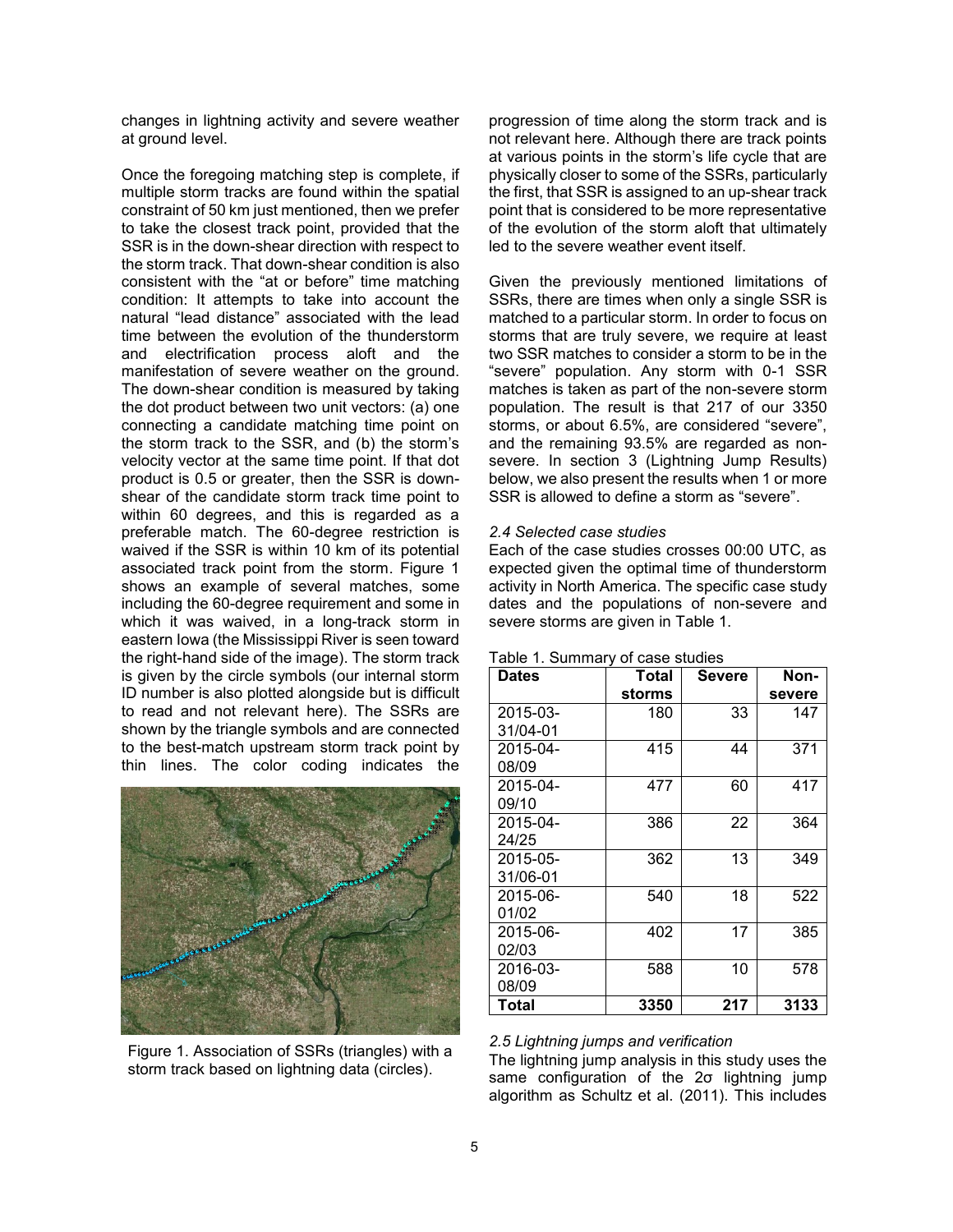changes in lightning activity and severe weather at ground level.

Once the foregoing matching step is complete, if multiple storm tracks are found within the spatial constraint of 50 km just mentioned, then we prefer to take the closest track point, provided that the SSR is in the down-shear direction with respect to the storm track. That down-shear condition is also consistent with the "at or before" time matching condition: It attempts to take into account the natural "lead distance" associated with the lead time between the evolution of the thunderstorm and electrification process aloft and the manifestation of severe weather on the ground. The down-shear condition is measured by taking the dot product between two unit vectors: (a) one connecting a candidate matching time point on the storm track to the SSR, and (b) the storm's velocity vector at the same time point. If that dot product is 0.5 or greater, then the SSR is down-shear of the candidate storm track time point to within 60 degrees, and this is regarded as a preferable match. The 60-degree restriction is waived if the SSR is within 10 km of its potential associated track point from the storm. Figure 1 shows an example of several matches, some including the 60-degree requirement and some in which it was waived, in a long-track storm in eastern Iowa (the Mississippi River is seen toward the right-hand side of the image). The storm track is given by the circle symbols (our internal storm ID number is also plotted alongside but is difficult to read and not relevant here). The SSRs are shown by the triangle symbols and are connected to the best-match upstream storm track point by thin lines. The color coding indicates the progression of time along the storm track and is not relevant here. Although there are track points at various points in the storm's life cycle that are physically closer to some of the SSRs, particularly the first, that SSR is assigned to an up-shear track point that is considered to be more representative of the evolution of the storm aloft that ultimately led to the severe weather event itself.

Figure 1. Association of SSRs (triangles) with a storm track based on lightning data (circles).

Given the previously mentioned limitations of SSRs, there are times when only a single SSR is matched to a particular storm. In order to focus on storms that are truly severe, we require at least two SSR matches to consider a storm to be in the "severe" population. Any storm with 0-1 SSR matches is taken as part of the non-severe storm population. The result is that 217 of our 3350 storms, or about 6.5%, are considered "severe", and the remaining 93.5% are regarded as non-severe. In section 3 (Lightning Jump Results) below, we also present the results when 1 or more SSR is allowed to define a storm as "severe".

*2.4 Selected case studies*

Each of the case studies crosses 00:00 UTC, as expected given the optimal time of thunderstorm activity in North America. The specific case study dates and the populations of non-severe and severe storms are given in Table 1.

Table 1. Summary of case studies

| Dates | Total storms | Severe | Non-severe |
|---|---|---|---|
| 2015-03-31/04-01 | 180 | 33 | 147 |
| 2015-04-08/09 | 415 | 44 | 371 |
| 2015-04-09/10 | 477 | 60 | 417 |
| 2015-04-24/25 | 386 | 22 | 364 |
| 2015-05-31/06-01 | 362 | 13 | 349 |
| 2015-06-01/02 | 540 | 18 | 522 |
| 2015-06-02/03 | 402 | 17 | 385 |
| 2016-03-08/09 | 588 | 10 | 578 |
| **Total** | **3350** | **217** | **3133** |

*2.5 Lightning jumps and verification*

The lightning jump analysis in this study uses the same configuration of the 2σ lightning jump algorithm as Schultz et al. (2011). This includes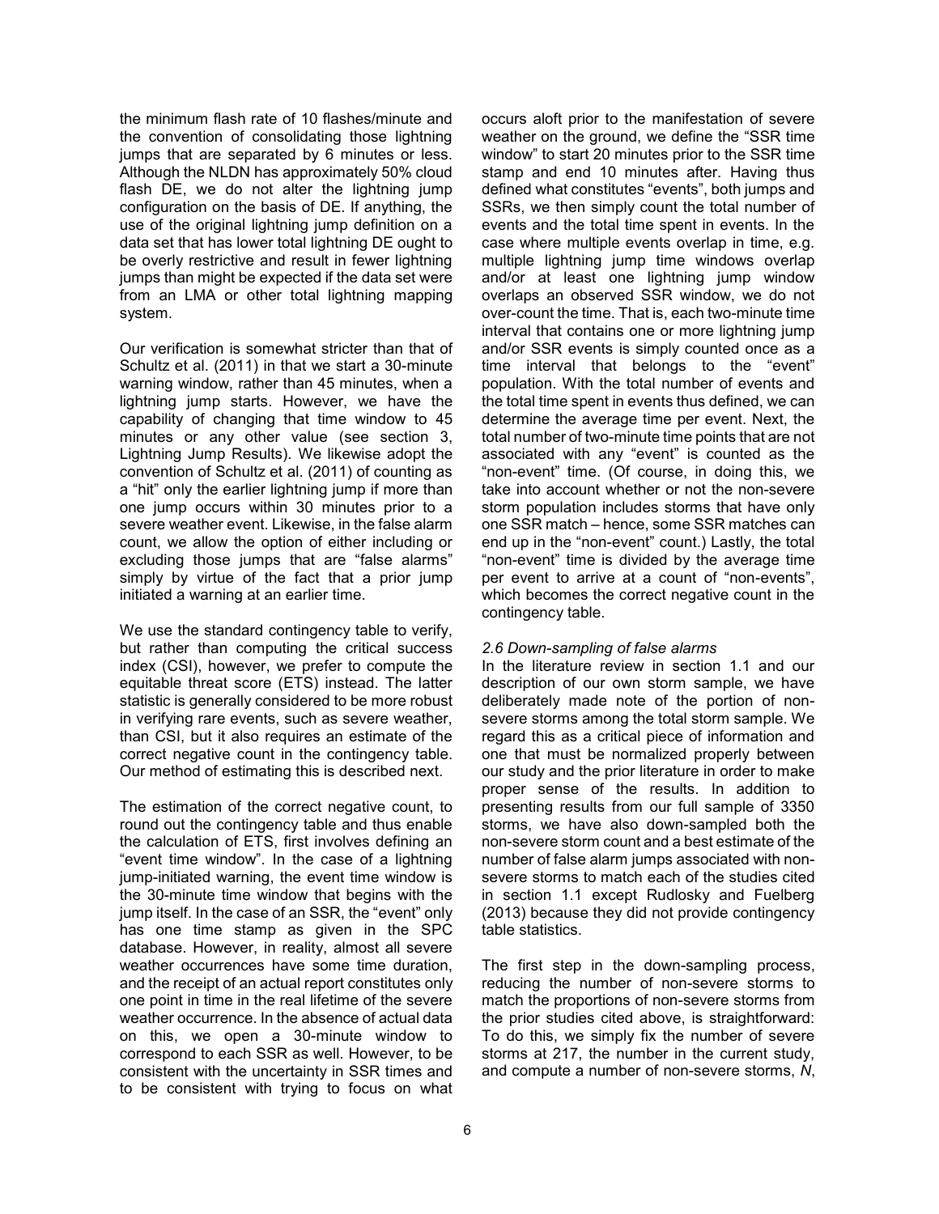the minimum flash rate of 10 flashes/minute and the convention of consolidating those lightning jumps that are separated by 6 minutes or less. Although the NLDN has approximately 50% cloud flash DE, we do not alter the lightning jump configuration on the basis of DE. If anything, the use of the original lightning jump definition on a data set that has lower total lightning DE ought to be overly restrictive and result in fewer lightning jumps than might be expected if the data set were from an LMA or other total lightning mapping system.

Our verification is somewhat stricter than that of Schultz et al. (2011) in that we start a 30-minute warning window, rather than 45 minutes, when a lightning jump starts. However, we have the capability of changing that time window to 45 minutes or any other value (see section 3, Lightning Jump Results). We likewise adopt the convention of Schultz et al. (2011) of counting as a "hit" only the earlier lightning jump if more than one jump occurs within 30 minutes prior to a severe weather event. Likewise, in the false alarm count, we allow the option of either including or excluding those jumps that are "false alarms" simply by virtue of the fact that a prior jump initiated a warning at an earlier time.

We use the standard contingency table to verify, but rather than computing the critical success index (CSI), however, we prefer to compute the equitable threat score (ETS) instead. The latter statistic is generally considered to be more robust in verifying rare events, such as severe weather, than CSI, but it also requires an estimate of the correct negative count in the contingency table. Our method of estimating this is described next.

The estimation of the correct negative count, to round out the contingency table and thus enable the calculation of ETS, first involves defining an "event time window". In the case of a lightning jump-initiated warning, the event time window is the 30-minute time window that begins with the jump itself. In the case of an SSR, the "event" only has one time stamp as given in the SPC database. However, in reality, almost all severe weather occurrences have some time duration, and the receipt of an actual report constitutes only one point in time in the real lifetime of the severe weather occurrence. In the absence of actual data on this, we open a 30-minute window to correspond to each SSR as well. However, to be consistent with the uncertainty in SSR times and to be consistent with trying to focus on what occurs aloft prior to the manifestation of severe weather on the ground, we define the "SSR time window" to start 20 minutes prior to the SSR time stamp and end 10 minutes after. Having thus defined what constitutes "events", both jumps and SSRs, we then simply count the total number of events and the total time spent in events. In the case where multiple events overlap in time, e.g. multiple lightning jump time windows overlap and/or at least one lightning jump window overlaps an observed SSR window, we do not over-count the time. That is, each two-minute time interval that contains one or more lightning jump and/or SSR events is simply counted once as a time interval that belongs to the "event" population. With the total number of events and the total time spent in events thus defined, we can determine the average time per event. Next, the total number of two-minute time points that are not associated with any "event" is counted as the "non-event" time. (Of course, in doing this, we take into account whether or not the non-severe storm population includes storms that have only one SSR match – hence, some SSR matches can end up in the "non-event" count.) Lastly, the total "non-event" time is divided by the average time per event to arrive at a count of "non-events", which becomes the correct negative count in the contingency table.

### *2.6 Down-sampling of false alarms*

In the literature review in section 1.1 and our description of our own storm sample, we have deliberately made note of the portion of non-severe storms among the total storm sample. We regard this as a critical piece of information and one that must be normalized properly between our study and the prior literature in order to make proper sense of the results. In addition to presenting results from our full sample of 3350 storms, we have also down-sampled both the non-severe storm count and a best estimate of the number of false alarm jumps associated with non-severe storms to match each of the studies cited in section 1.1 except Rudlosky and Fuelberg (2013) because they did not provide contingency table statistics.

The first step in the down-sampling process, reducing the number of non-severe storms to match the proportions of non-severe storms from the prior studies cited above, is straightforward: To do this, we simply fix the number of severe storms at 217, the number in the current study, and compute a number of non-severe storms, $N$,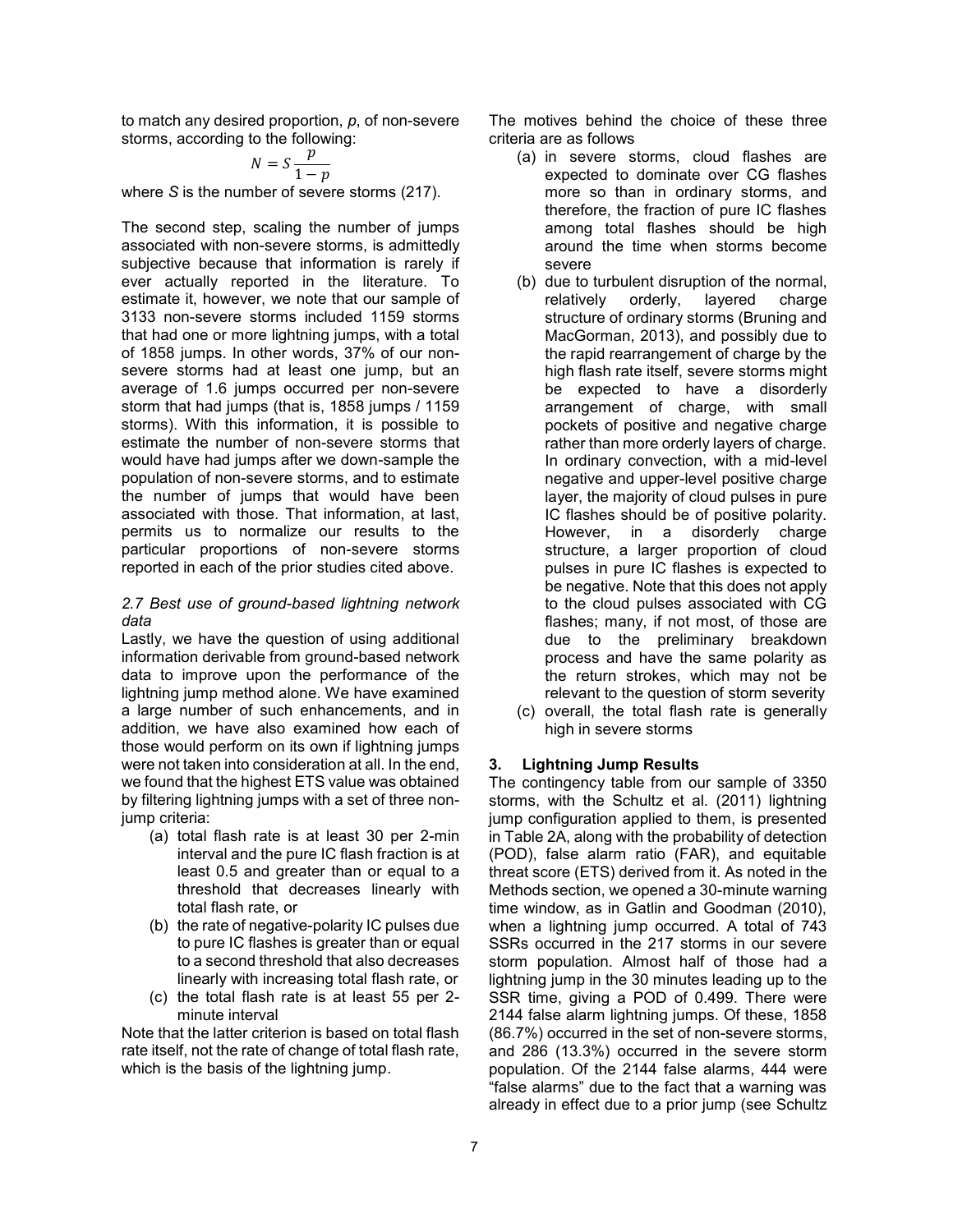to match any desired proportion, $p$, of non-severe storms, according to the following:

$$N = S\frac{p}{1-p}$$

where $S$ is the number of severe storms (217).

The second step, scaling the number of jumps associated with non-severe storms, is admittedly subjective because that information is rarely if ever actually reported in the literature. To estimate it, however, we note that our sample of 3133 non-severe storms included 1159 storms that had one or more lightning jumps, with a total of 1858 jumps. In other words, 37% of our non-severe storms had at least one jump, but an average of 1.6 jumps occurred per non-severe storm that had jumps (that is, 1858 jumps / 1159 storms). With this information, it is possible to estimate the number of non-severe storms that would have had jumps after we down-sample the population of non-severe storms, and to estimate the number of jumps that would have been associated with those. That information, at last, permits us to normalize our results to the particular proportions of non-severe storms reported in each of the prior studies cited above.

### *2.7 Best use of ground-based lightning network data*

Lastly, we have the question of using additional information derivable from ground-based network data to improve upon the performance of the lightning jump method alone. We have examined a large number of such enhancements, and in addition, we have also examined how each of those would perform on its own if lightning jumps were not taken into consideration at all. In the end, we found that the highest ETS value was obtained by filtering lightning jumps with a set of three non-jump criteria:

(a) total flash rate is at least 30 per 2-min interval and the pure IC flash fraction is at least 0.5 and greater than or equal to a threshold that decreases linearly with total flash rate, or
(b) the rate of negative-polarity IC pulses due to pure IC flashes is greater than or equal to a second threshold that also decreases linearly with increasing total flash rate, or
(c) the total flash rate is at least 55 per 2-minute interval

Note that the latter criterion is based on total flash rate itself, not the rate of change of total flash rate, which is the basis of the lightning jump.

The motives behind the choice of these three criteria are as follows

(a) in severe storms, cloud flashes are expected to dominate over CG flashes more so than in ordinary storms, and therefore, the fraction of pure IC flashes among total flashes should be high around the time when storms become severe
(b) due to turbulent disruption of the normal, relatively orderly, layered charge structure of ordinary storms (Bruning and MacGorman, 2013), and possibly due to the rapid rearrangement of charge by the high flash rate itself, severe storms might be expected to have a disorderly arrangement of charge, with small pockets of positive and negative charge rather than more orderly layers of charge. In ordinary convection, with a mid-level negative and upper-level positive charge layer, the majority of cloud pulses in pure IC flashes should be of positive polarity. However, in a disorderly charge structure, a larger proportion of cloud pulses in pure IC flashes is expected to be negative. Note that this does not apply to the cloud pulses associated with CG flashes; many, if not most, of those are due to the preliminary breakdown process and have the same polarity as the return strokes, which may not be relevant to the question of storm severity
(c) overall, the total flash rate is generally high in severe storms

## 3. Lightning Jump Results

The contingency table from our sample of 3350 storms, with the Schultz et al. (2011) lightning jump configuration applied to them, is presented in Table 2A, along with the probability of detection (POD), false alarm ratio (FAR), and equitable threat score (ETS) derived from it. As noted in the Methods section, we opened a 30-minute warning time window, as in Gatlin and Goodman (2010), when a lightning jump occurred. A total of 743 SSRs occurred in the 217 storms in our severe storm population. Almost half of those had a lightning jump in the 30 minutes leading up to the SSR time, giving a POD of 0.499. There were 2144 false alarm lightning jumps. Of these, 1858 (86.7%) occurred in the set of non-severe storms, and 286 (13.3%) occurred in the severe storm population. Of the 2144 false alarms, 444 were "false alarms" due to the fact that a warning was already in effect due to a prior jump (see Schultz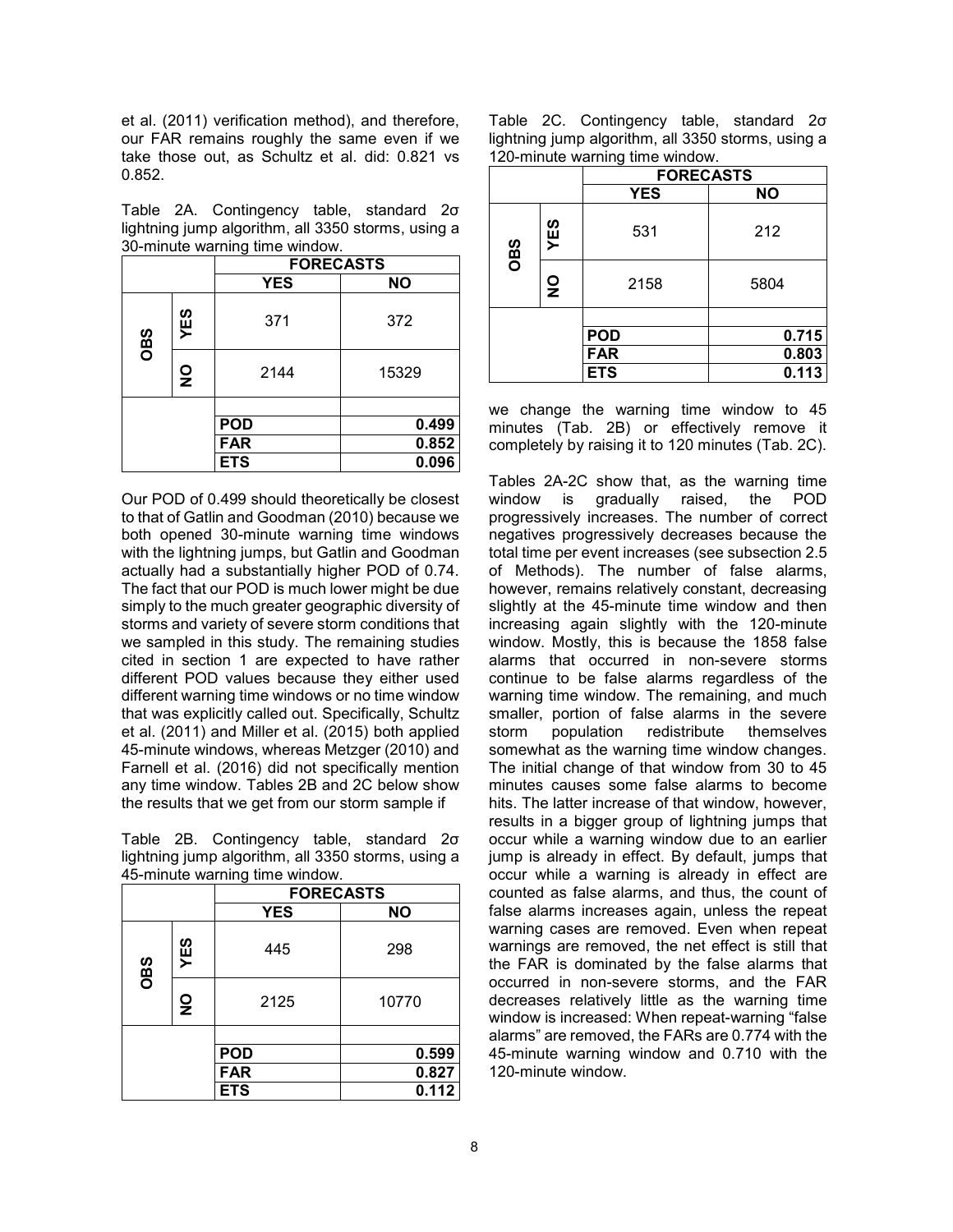et al. (2011) verification method), and therefore, our FAR remains roughly the same even if we take those out, as Schultz et al. did: 0.821 vs 0.852.

Table 2A. Contingency table, standard 2σ lightning jump algorithm, all 3350 storms, using a 30-minute warning time window.

| | | FORECASTS | |
|---|---|---|---|
| | | YES | NO |
| OBS | YES | 371 | 372 |
| | NO | 2144 | 15329 |
| | | | |
| | | POD | 0.499 |
| | | FAR | 0.852 |
| | | ETS | 0.096 |

Our POD of 0.499 should theoretically be closest to that of Gatlin and Goodman (2010) because we both opened 30-minute warning time windows with the lightning jumps, but Gatlin and Goodman actually had a substantially higher POD of 0.74. The fact that our POD is much lower might be due simply to the much greater geographic diversity of storms and variety of severe storm conditions that we sampled in this study. The remaining studies cited in section 1 are expected to have rather different POD values because they either used different warning time windows or no time window that was explicitly called out. Specifically, Schultz et al. (2011) and Miller et al. (2015) both applied 45-minute windows, whereas Metzger (2010) and Farnell et al. (2016) did not specifically mention any time window. Tables 2B and 2C below show the results that we get from our storm sample if

Table 2B. Contingency table, standard 2σ lightning jump algorithm, all 3350 storms, using a 45-minute warning time window.

| | | FORECASTS | |
|---|---|---|---|
| | | YES | NO |
| OBS | YES | 445 | 298 |
| | NO | 2125 | 10770 |
| | | | |
| | | POD | 0.599 |
| | | FAR | 0.827 |
| | | ETS | 0.112 |

Table 2C. Contingency table, standard 2σ lightning jump algorithm, all 3350 storms, using a 120-minute warning time window.

| | | FORECASTS | |
|---|---|---|---|
| | | YES | NO |
| OBS | YES | 531 | 212 |
| | NO | 2158 | 5804 |
| | | | |
| | | POD | 0.715 |
| | | FAR | 0.803 |
| | | ETS | 0.113 |

we change the warning time window to 45 minutes (Tab. 2B) or effectively remove it completely by raising it to 120 minutes (Tab. 2C).

Tables 2A-2C show that, as the warning time window is gradually raised, the POD progressively increases. The number of correct negatives progressively decreases because the total time per event increases (see subsection 2.5 of Methods). The number of false alarms, however, remains relatively constant, decreasing slightly at the 45-minute time window and then increasing again slightly with the 120-minute window. Mostly, this is because the 1858 false alarms that occurred in non-severe storms continue to be false alarms regardless of the warning time window. The remaining, and much smaller, portion of false alarms in the severe storm population redistribute themselves somewhat as the warning time window changes. The initial change of that window from 30 to 45 minutes causes some false alarms to become hits. The latter increase of that window, however, results in a bigger group of lightning jumps that occur while a warning window due to an earlier jump is already in effect. By default, jumps that occur while a warning is already in effect are counted as false alarms, and thus, the count of false alarms increases again, unless the repeat warning cases are removed. Even when repeat warnings are removed, the net effect is still that the FAR is dominated by the false alarms that occurred in non-severe storms, and the FAR decreases relatively little as the warning time window is increased: When repeat-warning "false alarms" are removed, the FARs are 0.774 with the 45-minute warning window and 0.710 with the 120-minute window.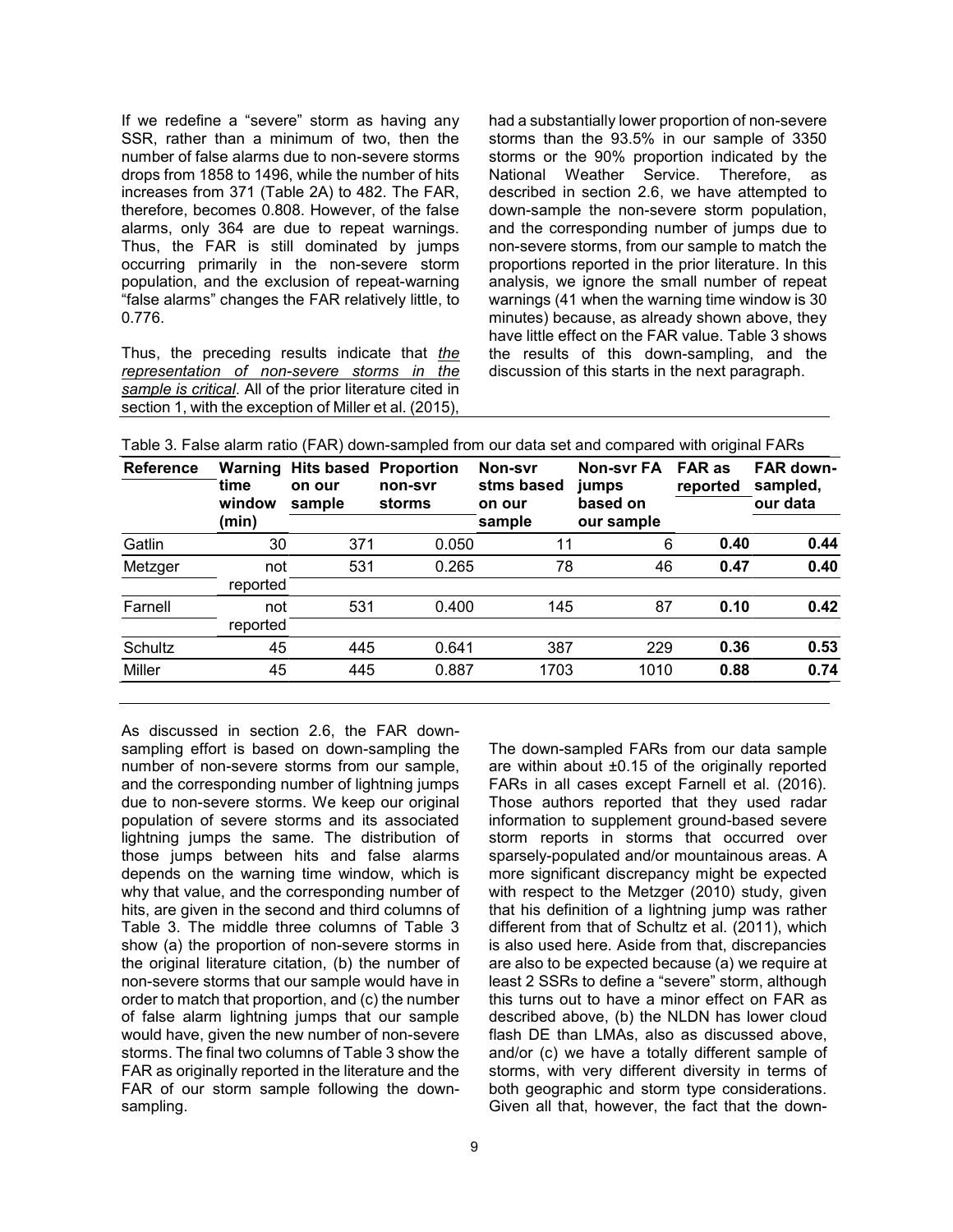If we redefine a "severe" storm as having any SSR, rather than a minimum of two, then the number of false alarms due to non-severe storms drops from 1858 to 1496, while the number of hits increases from 371 (Table 2A) to 482. The FAR, therefore, becomes 0.808. However, of the false alarms, only 364 are due to repeat warnings. Thus, the FAR is still dominated by jumps occurring primarily in the non-severe storm population, and the exclusion of repeat-warning "false alarms" changes the FAR relatively little, to 0.776.

Thus, the preceding results indicate that *the representation of non-severe storms in the sample is critical*. All of the prior literature cited in section 1, with the exception of Miller et al. (2015), had a substantially lower proportion of non-severe storms than the 93.5% in our sample of 3350 storms or the 90% proportion indicated by the National Weather Service. Therefore, as described in section 2.6, we have attempted to down-sample the non-severe storm population, and the corresponding number of jumps due to non-severe storms, from our sample to match the proportions reported in the prior literature. In this analysis, we ignore the small number of repeat warnings (41 when the warning time window is 30 minutes) because, as already shown above, they have little effect on the FAR value. Table 3 shows the results of this down-sampling, and the discussion of this starts in the next paragraph.

Table 3. False alarm ratio (FAR) down-sampled from our data set and compared with original FARs

| Reference | Warning time window (min) | Hits based on our sample | Proportion non-svr storms | Non-svr stms based on our sample | Non-svr FA jumps based on our sample | FAR as reported | FAR down-sampled, our data |
|---|---|---|---|---|---|---|---|
| Gatlin | 30 | 371 | 0.050 | 11 | 6 | **0.40** | **0.44** |
| Metzger | not reported | 531 | 0.265 | 78 | 46 | **0.47** | **0.40** |
| Farnell | not reported | 531 | 0.400 | 145 | 87 | **0.10** | **0.42** |
| Schultz | 45 | 445 | 0.641 | 387 | 229 | **0.36** | **0.53** |
| Miller | 45 | 445 | 0.887 | 1703 | 1010 | **0.88** | **0.74** |

As discussed in section 2.6, the FAR down-sampling effort is based on down-sampling the number of non-severe storms from our sample, and the corresponding number of lightning jumps due to non-severe storms. We keep our original population of severe storms and its associated lightning jumps the same. The distribution of those jumps between hits and false alarms depends on the warning time window, which is why that value, and the corresponding number of hits, are given in the second and third columns of Table 3. The middle three columns of Table 3 show (a) the proportion of non-severe storms in the original literature citation, (b) the number of non-severe storms that our sample would have in order to match that proportion, and (c) the number of false alarm lightning jumps that our sample would have, given the new number of non-severe storms. The final two columns of Table 3 show the FAR as originally reported in the literature and the FAR of our storm sample following the down-sampling.

The down-sampled FARs from our data sample are within about ±0.15 of the originally reported FARs in all cases except Farnell et al. (2016). Those authors reported that they used radar information to supplement ground-based severe storm reports in storms that occurred over sparsely-populated and/or mountainous areas. A more significant discrepancy might be expected with respect to the Metzger (2010) study, given that his definition of a lightning jump was rather different from that of Schultz et al. (2011), which is also used here. Aside from that, discrepancies are also to be expected because (a) we require at least 2 SSRs to define a "severe" storm, although this turns out to have a minor effect on FAR as described above, (b) the NLDN has lower cloud flash DE than LMAs, also as discussed above, and/or (c) we have a totally different sample of storms, with very different diversity in terms of both geographic and storm type considerations. Given all that, however, the fact that the down-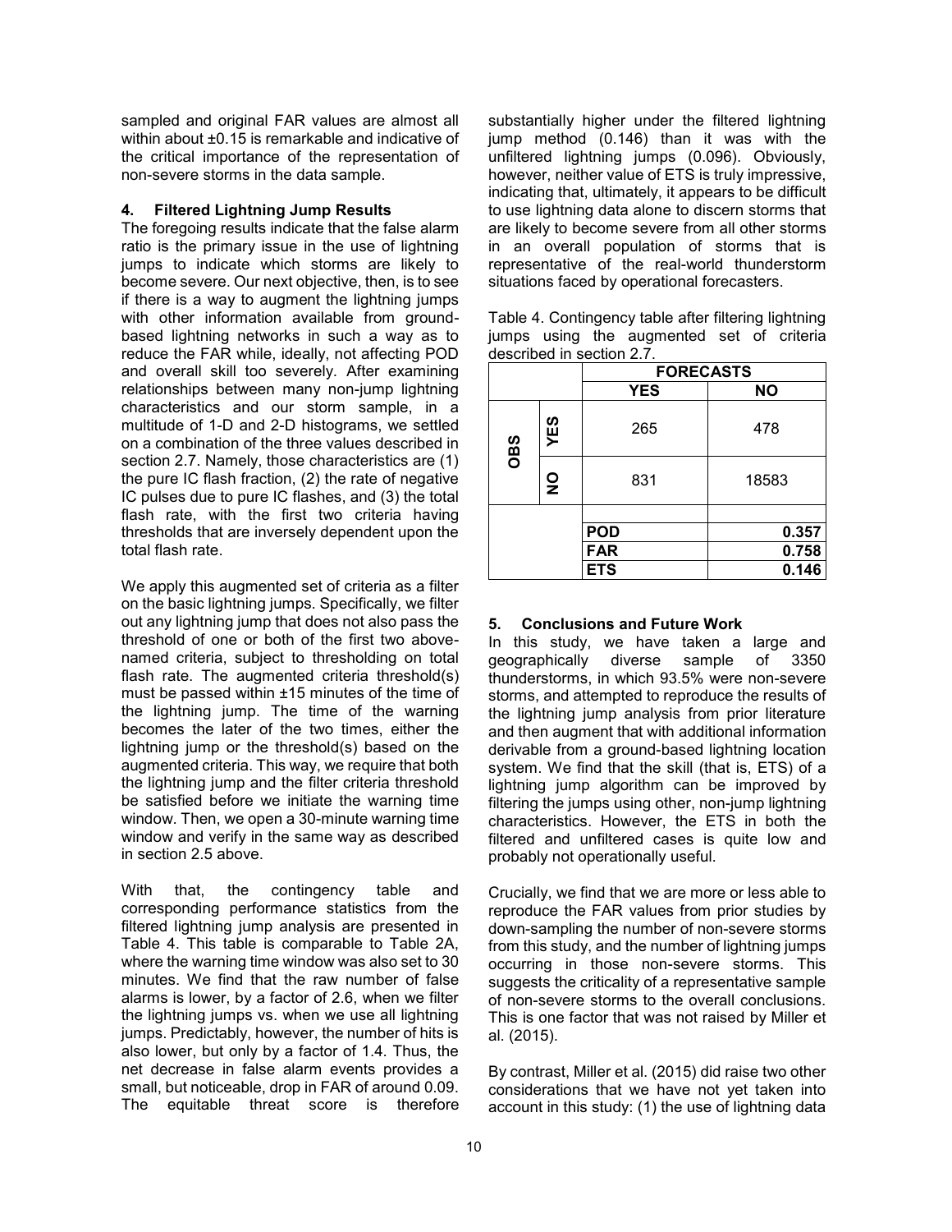sampled and original FAR values are almost all within about ±0.15 is remarkable and indicative of the critical importance of the representation of non-severe storms in the data sample.

## 4. Filtered Lightning Jump Results

The foregoing results indicate that the false alarm ratio is the primary issue in the use of lightning jumps to indicate which storms are likely to become severe. Our next objective, then, is to see if there is a way to augment the lightning jumps with other information available from ground-based lightning networks in such a way as to reduce the FAR while, ideally, not affecting POD and overall skill too severely. After examining relationships between many non-jump lightning characteristics and our storm sample, in a multitude of 1-D and 2-D histograms, we settled on a combination of the three values described in section 2.7. Namely, those characteristics are (1) the pure IC flash fraction, (2) the rate of negative IC pulses due to pure IC flashes, and (3) the total flash rate, with the first two criteria having thresholds that are inversely dependent upon the total flash rate.

We apply this augmented set of criteria as a filter on the basic lightning jumps. Specifically, we filter out any lightning jump that does not also pass the threshold of one or both of the first two above-named criteria, subject to thresholding on total flash rate. The augmented criteria threshold(s) must be passed within ±15 minutes of the time of the lightning jump. The time of the warning becomes the later of the two times, either the lightning jump or the threshold(s) based on the augmented criteria. This way, we require that both the lightning jump and the filter criteria threshold be satisfied before we initiate the warning time window. Then, we open a 30-minute warning time window and verify in the same way as described in section 2.5 above.

With that, the contingency table and corresponding performance statistics from the filtered lightning jump analysis are presented in Table 4. This table is comparable to Table 2A, where the warning time window was also set to 30 minutes. We find that the raw number of false alarms is lower, by a factor of 2.6, when we filter the lightning jumps vs. when we use all lightning jumps. Predictably, however, the number of hits is also lower, but only by a factor of 1.4. Thus, the net decrease in false alarm events provides a small, but noticeable, drop in FAR of around 0.09. The equitable threat score is therefore substantially higher under the filtered lightning jump method (0.146) than it was with the unfiltered lightning jumps (0.096). Obviously, however, neither value of ETS is truly impressive, indicating that, ultimately, it appears to be difficult to use lightning data alone to discern storms that are likely to become severe from all other storms in an overall population of storms that is representative of the real-world thunderstorm situations faced by operational forecasters.

Table 4. Contingency table after filtering lightning jumps using the augmented set of criteria described in section 2.7.

| | | FORECASTS | |
|---|---|---|---|
| | | **YES** | **NO** |
| **OBS** | **YES** | 265 | 478 |
| | **NO** | 831 | 18583 |
| | | **POD** | **0.357** |
| | | **FAR** | **0.758** |
| | | **ETS** | **0.146** |

## 5. Conclusions and Future Work

In this study, we have taken a large and geographically diverse sample of 3350 thunderstorms, in which 93.5% were non-severe storms, and attempted to reproduce the results of the lightning jump analysis from prior literature and then augment that with additional information derivable from a ground-based lightning location system. We find that the skill (that is, ETS) of a lightning jump algorithm can be improved by filtering the jumps using other, non-jump lightning characteristics. However, the ETS in both the filtered and unfiltered cases is quite low and probably not operationally useful.

Crucially, we find that we are more or less able to reproduce the FAR values from prior studies by down-sampling the number of non-severe storms from this study, and the number of lightning jumps occurring in those non-severe storms. This suggests the criticality of a representative sample of non-severe storms to the overall conclusions. This is one factor that was not raised by Miller et al. (2015).

By contrast, Miller et al. (2015) did raise two other considerations that we have not yet taken into account in this study: (1) the use of lightning data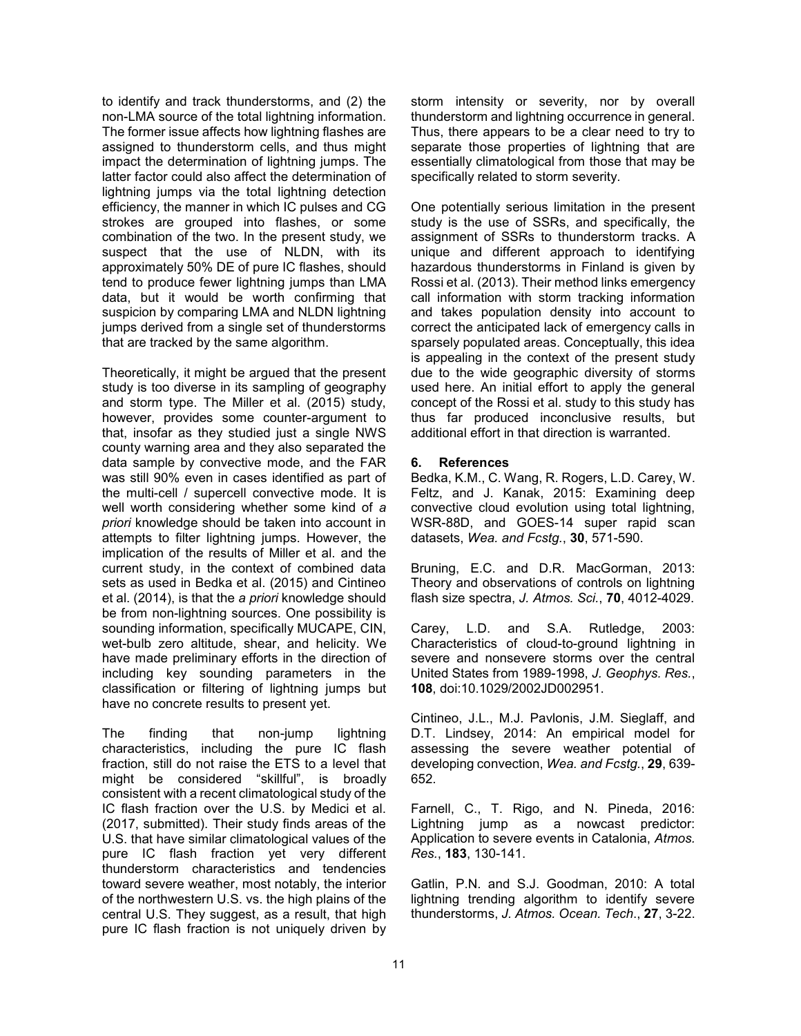to identify and track thunderstorms, and (2) the non-LMA source of the total lightning information. The former issue affects how lightning flashes are assigned to thunderstorm cells, and thus might impact the determination of lightning jumps. The latter factor could also affect the determination of lightning jumps via the total lightning detection efficiency, the manner in which IC pulses and CG strokes are grouped into flashes, or some combination of the two. In the present study, we suspect that the use of NLDN, with its approximately 50% DE of pure IC flashes, should tend to produce fewer lightning jumps than LMA data, but it would be worth confirming that suspicion by comparing LMA and NLDN lightning jumps derived from a single set of thunderstorms that are tracked by the same algorithm.

Theoretically, it might be argued that the present study is too diverse in its sampling of geography and storm type. The Miller et al. (2015) study, however, provides some counter-argument to that, insofar as they studied just a single NWS county warning area and they also separated the data sample by convective mode, and the FAR was still 90% even in cases identified as part of the multi-cell / supercell convective mode. It is well worth considering whether some kind of *a priori* knowledge should be taken into account in attempts to filter lightning jumps. However, the implication of the results of Miller et al. and the current study, in the context of combined data sets as used in Bedka et al. (2015) and Cintineo et al. (2014), is that the *a priori* knowledge should be from non-lightning sources. One possibility is sounding information, specifically MUCAPE, CIN, wet-bulb zero altitude, shear, and helicity. We have made preliminary efforts in the direction of including key sounding parameters in the classification or filtering of lightning jumps but have no concrete results to present yet.

The finding that non-jump lightning characteristics, including the pure IC flash fraction, still do not raise the ETS to a level that might be considered "skillful", is broadly consistent with a recent climatological study of the IC flash fraction over the U.S. by Medici et al. (2017, submitted). Their study finds areas of the U.S. that have similar climatological values of the pure IC flash fraction yet very different thunderstorm characteristics and tendencies toward severe weather, most notably, the interior of the northwestern U.S. vs. the high plains of the central U.S. They suggest, as a result, that high pure IC flash fraction is not uniquely driven by storm intensity or severity, nor by overall thunderstorm and lightning occurrence in general. Thus, there appears to be a clear need to try to separate those properties of lightning that are essentially climatological from those that may be specifically related to storm severity.

One potentially serious limitation in the present study is the use of SSRs, and specifically, the assignment of SSRs to thunderstorm tracks. A unique and different approach to identifying hazardous thunderstorms in Finland is given by Rossi et al. (2013). Their method links emergency call information with storm tracking information and takes population density into account to correct the anticipated lack of emergency calls in sparsely populated areas. Conceptually, this idea is appealing in the context of the present study due to the wide geographic diversity of storms used here. An initial effort to apply the general concept of the Rossi et al. study to this study has thus far produced inconclusive results, but additional effort in that direction is warranted.

## 6. References

Bedka, K.M., C. Wang, R. Rogers, L.D. Carey, W. Feltz, and J. Kanak, 2015: Examining deep convective cloud evolution using total lightning, WSR-88D, and GOES-14 super rapid scan datasets, *Wea. and Fcstg.*, **30**, 571-590.

Bruning, E.C. and D.R. MacGorman, 2013: Theory and observations of controls on lightning flash size spectra, *J. Atmos. Sci.*, **70**, 4012-4029.

Carey, L.D. and S.A. Rutledge, 2003: Characteristics of cloud-to-ground lightning in severe and nonsevere storms over the central United States from 1989-1998, *J. Geophys. Res.*, **108**, doi:10.1029/2002JD002951.

Cintineo, J.L., M.J. Pavlonis, J.M. Sieglaff, and D.T. Lindsey, 2014: An empirical model for assessing the severe weather potential of developing convection, *Wea. and Fcstg.*, **29**, 639-652.

Farnell, C., T. Rigo, and N. Pineda, 2016: Lightning jump as a nowcast predictor: Application to severe events in Catalonia, *Atmos. Res.*, **183**, 130-141.

Gatlin, P.N. and S.J. Goodman, 2010: A total lightning trending algorithm to identify severe thunderstorms, *J. Atmos. Ocean. Tech*., **27**, 3-22.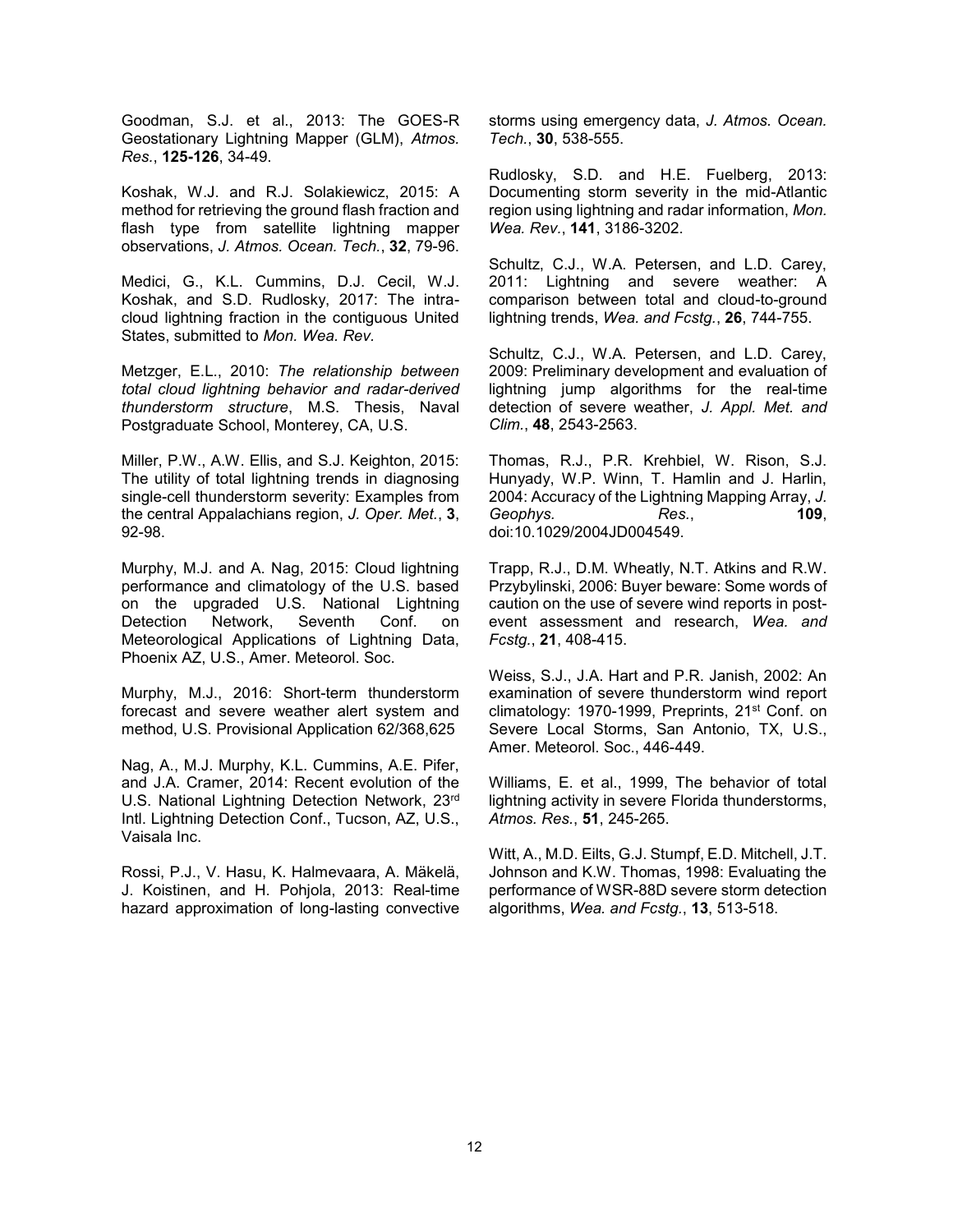Goodman, S.J. et al., 2013: The GOES-R Geostationary Lightning Mapper (GLM), *Atmos. Res.*, **125-126**, 34-49.

Koshak, W.J. and R.J. Solakiewicz, 2015: A method for retrieving the ground flash fraction and flash type from satellite lightning mapper observations, *J. Atmos. Ocean. Tech.*, **32**, 79-96.

Medici, G., K.L. Cummins, D.J. Cecil, W.J. Koshak, and S.D. Rudlosky, 2017: The intra-cloud lightning fraction in the contiguous United States, submitted to *Mon. Wea. Rev*.

Metzger, E.L., 2010: *The relationship between total cloud lightning behavior and radar-derived thunderstorm structure*, M.S. Thesis, Naval Postgraduate School, Monterey, CA, U.S.

Miller, P.W., A.W. Ellis, and S.J. Keighton, 2015: The utility of total lightning trends in diagnosing single-cell thunderstorm severity: Examples from the central Appalachians region, *J. Oper. Met.*, **3**, 92-98.

Murphy, M.J. and A. Nag, 2015: Cloud lightning performance and climatology of the U.S. based on the upgraded U.S. National Lightning Detection Network, Seventh Conf. on Meteorological Applications of Lightning Data, Phoenix AZ, U.S., Amer. Meteorol. Soc.

Murphy, M.J., 2016: Short-term thunderstorm forecast and severe weather alert system and method, U.S. Provisional Application 62/368,625

Nag, A., M.J. Murphy, K.L. Cummins, A.E. Pifer, and J.A. Cramer, 2014: Recent evolution of the U.S. National Lightning Detection Network, 23rd Intl. Lightning Detection Conf., Tucson, AZ, U.S., Vaisala Inc.

Rossi, P.J., V. Hasu, K. Halmevaara, A. Mäkelä, J. Koistinen, and H. Pohjola, 2013: Real-time hazard approximation of long-lasting convective storms using emergency data, *J. Atmos. Ocean. Tech.*, **30**, 538-555.

Rudlosky, S.D. and H.E. Fuelberg, 2013: Documenting storm severity in the mid-Atlantic region using lightning and radar information, *Mon. Wea. Rev.*, **141**, 3186-3202.

Schultz, C.J., W.A. Petersen, and L.D. Carey, 2011: Lightning and severe weather: A comparison between total and cloud-to-ground lightning trends, *Wea. and Fcstg.*, **26**, 744-755.

Schultz, C.J., W.A. Petersen, and L.D. Carey, 2009: Preliminary development and evaluation of lightning jump algorithms for the real-time detection of severe weather, *J. Appl. Met. and Clim.*, **48**, 2543-2563.

Thomas, R.J., P.R. Krehbiel, W. Rison, S.J. Hunyady, W.P. Winn, T. Hamlin and J. Harlin, 2004: Accuracy of the Lightning Mapping Array, *J. Geophys. Res.*, **109**, doi:10.1029/2004JD004549.

Trapp, R.J., D.M. Wheatly, N.T. Atkins and R.W. Przybylinski, 2006: Buyer beware: Some words of caution on the use of severe wind reports in post-event assessment and research, *Wea. and Fcstg.*, **21**, 408-415.

Weiss, S.J., J.A. Hart and P.R. Janish, 2002: An examination of severe thunderstorm wind report climatology: 1970-1999, Preprints, 21st Conf. on Severe Local Storms, San Antonio, TX, U.S., Amer. Meteorol. Soc., 446-449.

Williams, E. et al., 1999, The behavior of total lightning activity in severe Florida thunderstorms, *Atmos. Res.*, **51**, 245-265.

Witt, A., M.D. Eilts, G.J. Stumpf, E.D. Mitchell, J.T. Johnson and K.W. Thomas, 1998: Evaluating the performance of WSR-88D severe storm detection algorithms, *Wea. and Fcstg.*, **13**, 513-518.